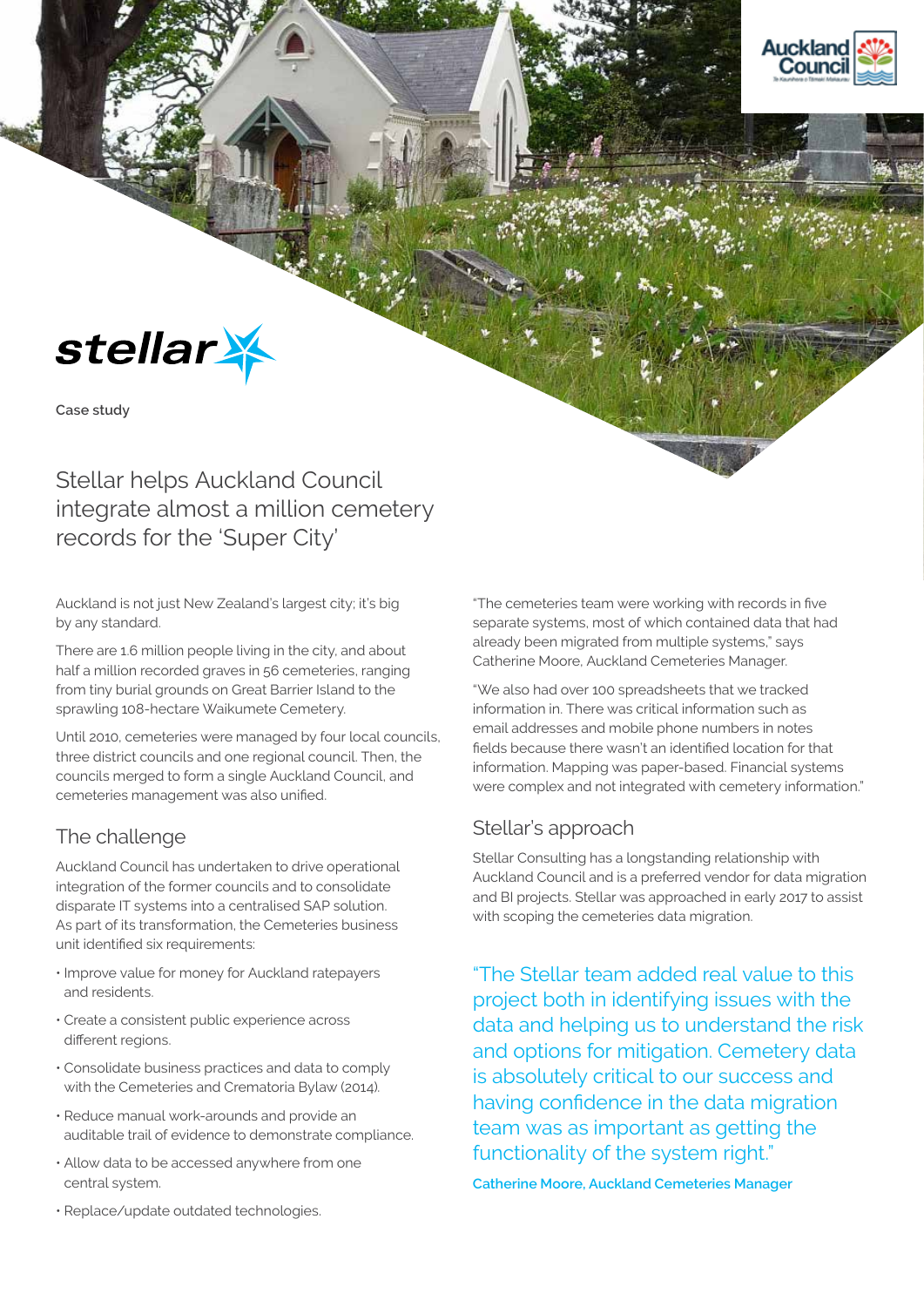stellar

Case study

# Stellar helps Auckland Council integrate almost a million cemetery records for the 'Super City'

Auckland is not just New Zealand's largest city; it's big by any standard.

There are 1.6 million people living in the city, and about half a million recorded graves in 56 cemeteries, ranging from tiny burial grounds on Great Barrier Island to the sprawling 108-hectare Waikumete Cemetery.

Until 2010, cemeteries were managed by four local councils, three district councils and one regional council. Then, the councils merged to form a single Auckland Council, and cemeteries management was also unified.

## The challenge

Auckland Council has undertaken to drive operational integration of the former councils and to consolidate disparate IT systems into a centralised SAP solution. As part of its transformation, the Cemeteries business unit identified six requirements:

- Improve value for money for Auckland ratepayers and residents.
- Create a consistent public experience across different regions.
- Consolidate business practices and data to comply with the Cemeteries and Crematoria Bylaw (2014).
- Reduce manual work-arounds and provide an auditable trail of evidence to demonstrate compliance.
- Allow data to be accessed anywhere from one central system.
- Replace/update outdated technologies.

"The cemeteries team were working with records in five separate systems, most of which contained data that had already been migrated from multiple systems," says Catherine Moore, Auckland Cemeteries Manager.

"We also had over 100 spreadsheets that we tracked information in. There was critical information such as email addresses and mobile phone numbers in notes fields because there wasn't an identified location for that information. Mapping was paper-based. Financial systems were complex and not integrated with cemetery information."

## Stellar's approach

Stellar Consulting has a longstanding relationship with Auckland Council and is a preferred vendor for data migration and BI projects. Stellar was approached in early 2017 to assist with scoping the cemeteries data migration.

> "The Stellar team added real value to this project both in identifying issues with the data and helping us to understand the risk and options for mitigation. Cemetery data is absolutely critical to our success and having confidence in the data migration team was as important as getting the functionality of the system right."
>
> **Catherine Moore, Auckland Cemeteries Manager**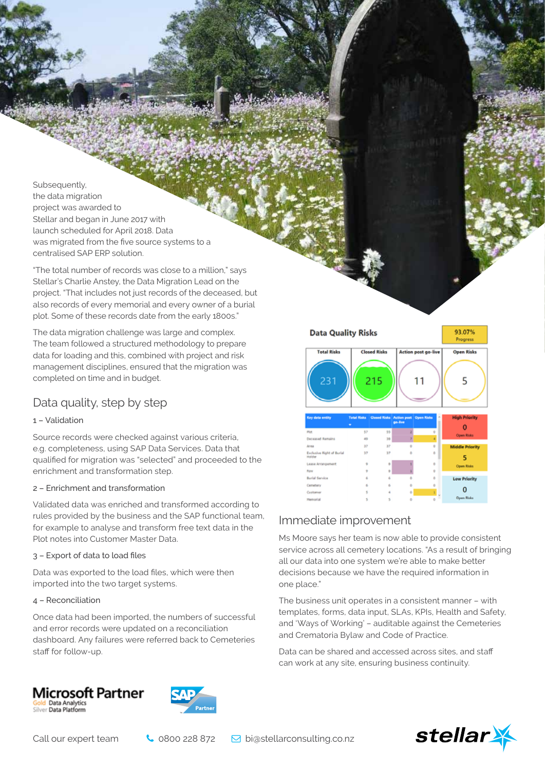Subsequently, the data migration project was awarded to Stellar and began in June 2017 with launch scheduled for April 2018. Data was migrated from the five source systems to a centralised SAP ERP solution.

"The total number of records was close to a million," says Stellar's Charlie Anstey, the Data Migration Lead on the project. "That includes not just records of the deceased, but also records of every memorial and every owner of a burial plot. Some of these records date from the early 1800s."

The data migration challenge was large and complex. The team followed a structured methodology to prepare data for loading and this, combined with project and risk management disciplines, ensured that the migration was completed on time and in budget.

## Data quality, step by step

### 1 – Validation

Source records were checked against various criteria, e.g. completeness, using SAP Data Services. Data that qualified for migration was "selected" and proceeded to the enrichment and transformation step.

### 2 – Enrichment and transformation

Validated data was enriched and transformed according to rules provided by the business and the SAP functional team, for example to analyse and transform free text data in the Plot notes into Customer Master Data.

### 3 – Export of data to load files

Data was exported to the load files, which were then imported into the two target systems.

### 4 – Reconciliation

Once data had been imported, the numbers of successful and error records were updated on a reconciliation dashboard. Any failures were referred back to Cemeteries staff for follow-up.

Data Quality Risks

93.07% Progress

Total Risks 231

Closed Risks 215

Action post go-live 11

Open Risks 5

High Priority 0 Open Risks

Middle Priority 5 Open Risks

Low Priority 0 Open Risks

## Immediate improvement

Ms Moore says her team is now able to provide consistent service across all cemetery locations. "As a result of bringing all our data into one system we're able to make better decisions because we have the required information in one place."

The business unit operates in a consistent manner – with templates, forms, data input, SLAs, KPIs, Health and Safety, and 'Ways of Working' – auditable against the Cemeteries and Crematoria Bylaw and Code of Practice.

Data can be shared and accessed across sites, and staff can work at any site, ensuring business continuity.

Microsoft Partner
Gold Data Analytics
Silver Data Platform

SAP Partner

Call our expert team 0800 228 872 bi@stellarconsulting.co.nz

stellar